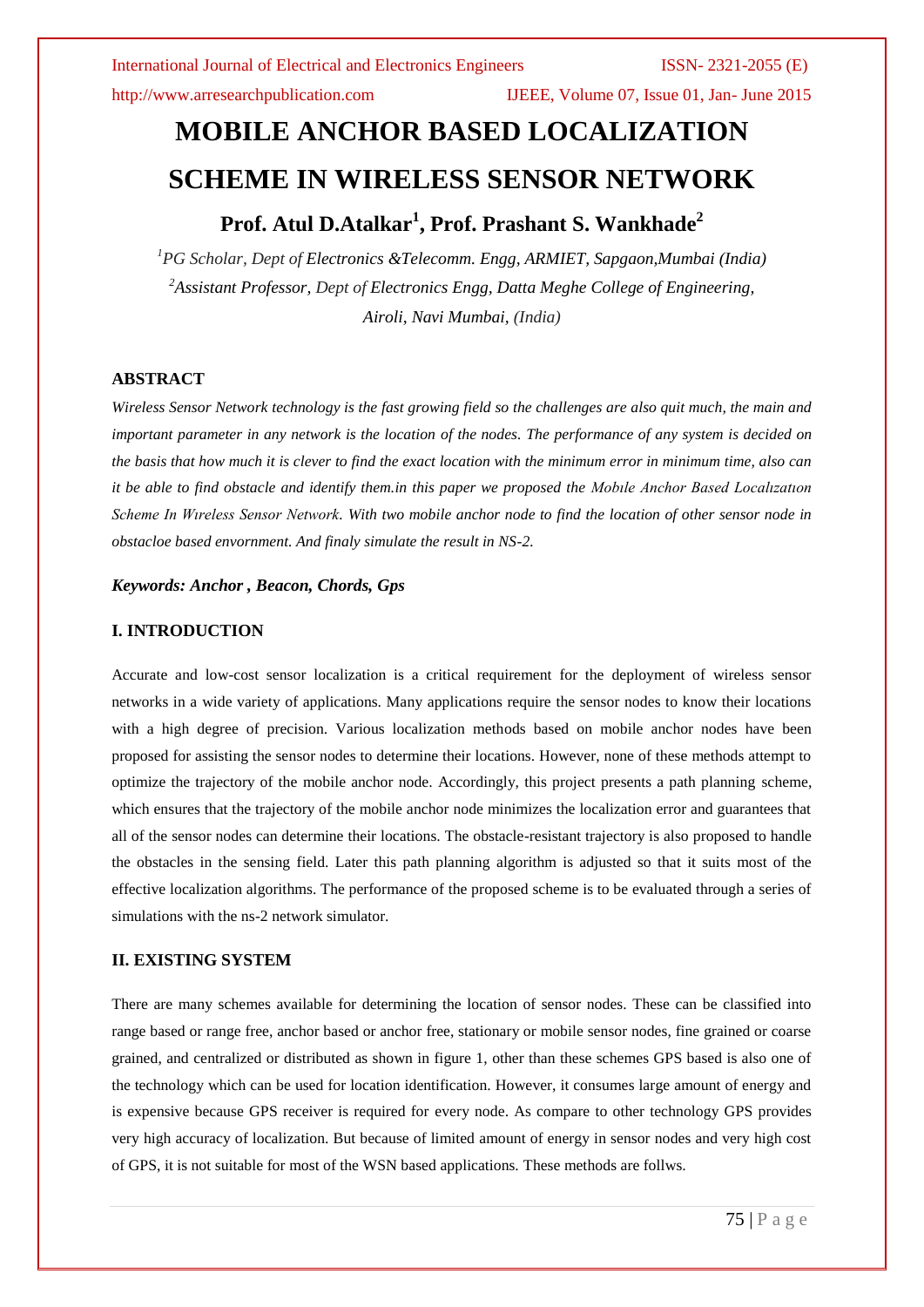# MOBILE ANCHOR BASED LOCALIZATION SCHEME IN WIRELESS SENSOR NETWORK

**Prof. Atul D.Atalkar[1], Prof. Prashant S. Wankhade[2]**

*[1]PG Scholar, Dept of Electronics &Telecomm. Engg, ARMIET, Sapgaon,Mumbai (India)*
*[2]Assistant Professor, Dept of Electronics Engg, Datta Meghe College of Engineering, Airoli, Navi Mumbai, (India)*

## ABSTRACT

*Wireless Sensor Network technology is the fast growing field so the challenges are also quit much, the main and important parameter in any network is the location of the nodes. The performance of any system is decided on the basis that how much it is clever to find the exact location with the minimum error in minimum time, also can it be able to find obstacle and identify them.in this paper we proposed the Mobıle Anchor Based Localızatıon Scheme In Wıreless Sensor Network. With two mobile anchor node to find the location of other sensor node in obstacloe based envornment. And finaly simulate the result in NS-2.*

***Keywords: Anchor , Beacon, Chords, Gps***

## I. INTRODUCTION

Accurate and low-cost sensor localization is a critical requirement for the deployment of wireless sensor networks in a wide variety of applications. Many applications require the sensor nodes to know their locations with a high degree of precision. Various localization methods based on mobile anchor nodes have been proposed for assisting the sensor nodes to determine their locations. However, none of these methods attempt to optimize the trajectory of the mobile anchor node. Accordingly, this project presents a path planning scheme, which ensures that the trajectory of the mobile anchor node minimizes the localization error and guarantees that all of the sensor nodes can determine their locations. The obstacle-resistant trajectory is also proposed to handle the obstacles in the sensing field. Later this path planning algorithm is adjusted so that it suits most of the effective localization algorithms. The performance of the proposed scheme is to be evaluated through a series of simulations with the ns-2 network simulator.

## II. EXISTING SYSTEM

There are many schemes available for determining the location of sensor nodes. These can be classified into range based or range free, anchor based or anchor free, stationary or mobile sensor nodes, fine grained or coarse grained, and centralized or distributed as shown in figure 1, other than these schemes GPS based is also one of the technology which can be used for location identification. However, it consumes large amount of energy and is expensive because GPS receiver is required for every node. As compare to other technology GPS provides very high accuracy of localization. But because of limited amount of energy in sensor nodes and very high cost of GPS, it is not suitable for most of the WSN based applications. These methods are follws.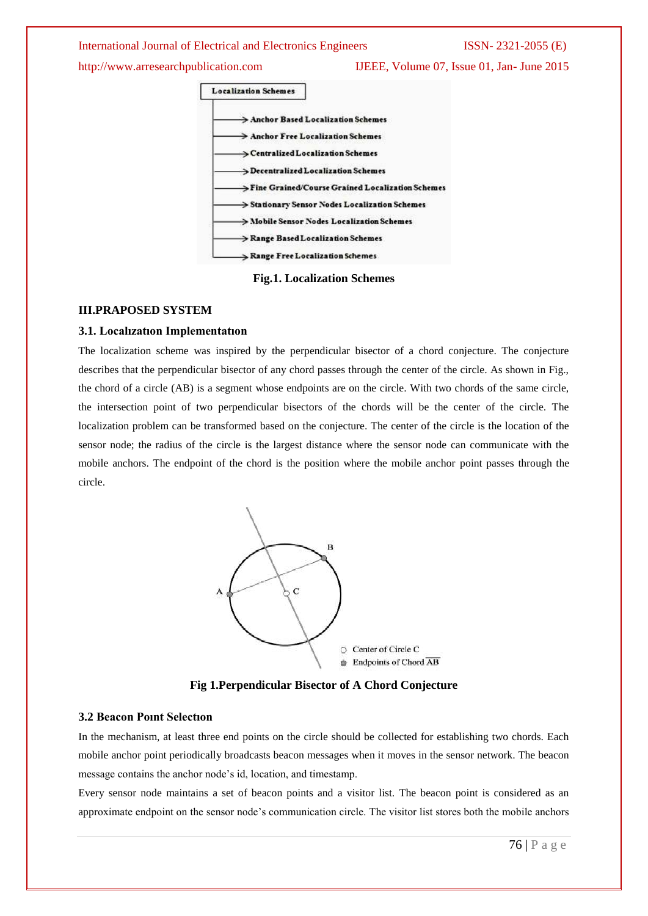Localization Schemes

- Anchor Based Localization Schemes
- Anchor Free Localization Schemes
- Centralized Localization Schemes
- Decentralized Localization Schemes
- Fine Grained/Course Grained Localization Schemes
- Stationary Sensor Nodes Localization Schemes
- Mobile Sensor Nodes Localization Schemes
- Range Based Localization Schemes
- Range Free Localization Schemes

**Fig.1. Localization Schemes**

## III.PRAPOSED SYSTEM

### 3.1. Localızatıon Implementatıon

The localization scheme was inspired by the perpendicular bisector of a chord conjecture. The conjecture describes that the perpendicular bisector of any chord passes through the center of the circle. As shown in Fig., the chord of a circle (AB) is a segment whose endpoints are on the circle. With two chords of the same circle, the intersection point of two perpendicular bisectors of the chords will be the center of the circle. The localization problem can be transformed based on the conjecture. The center of the circle is the location of the sensor node; the radius of the circle is the largest distance where the sensor node can communicate with the mobile anchors. The endpoint of the chord is the position where the mobile anchor point passes through the circle.

**Fig 1.Perpendicular Bisector of A Chord Conjecture**

### 3.2 Beacon Poınt Selectıon

In the mechanism, at least three end points on the circle should be collected for establishing two chords. Each mobile anchor point periodically broadcasts beacon messages when it moves in the sensor network. The beacon message contains the anchor node's id, location, and timestamp.

Every sensor node maintains a set of beacon points and a visitor list. The beacon point is considered as an approximate endpoint on the sensor node's communication circle. The visitor list stores both the mobile anchors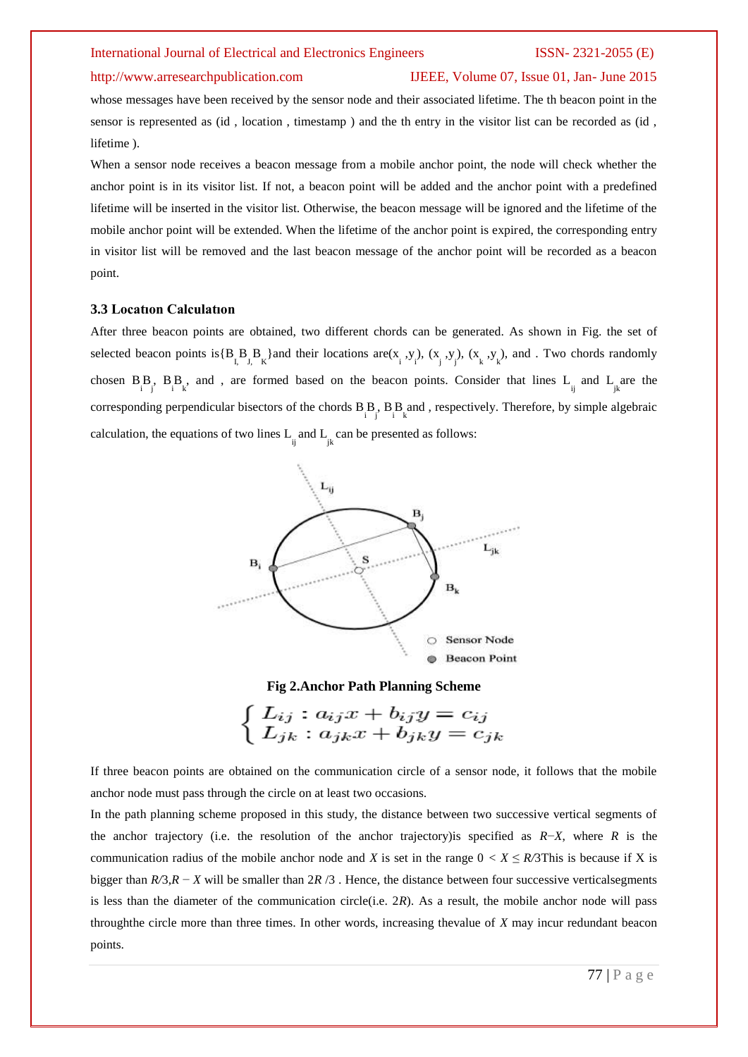whose messages have been received by the sensor node and their associated lifetime. The th beacon point in the sensor is represented as (id , location , timestamp ) and the th entry in the visitor list can be recorded as (id , lifetime ).

When a sensor node receives a beacon message from a mobile anchor point, the node will check whether the anchor point is in its visitor list. If not, a beacon point will be added and the anchor point with a predefined lifetime will be inserted in the visitor list. Otherwise, the beacon message will be ignored and the lifetime of the mobile anchor point will be extended. When the lifetime of the anchor point is expired, the corresponding entry in visitor list will be removed and the last beacon message of the anchor point will be recorded as a beacon point.

### 3.3 Locatıon Calculatıon

After three beacon points are obtained, two different chords can be generated. As shown in Fig. the set of selected beacon points is{$B_I$, $B_J$, $B_K$}and their locations are($x_i$ ,$y_i$), ($x_j$ ,$y_j$), ($x_k$ ,$y_k$), and . Two chords randomly chosen $B_iB_j$, $B_iB_k$, and , are formed based on the beacon points. Consider that lines $L_{ij}$ and $L_{jk}$ are the corresponding perpendicular bisectors of the chords $B_iB_j$, $B_iB_k$ and , respectively. Therefore, by simple algebraic calculation, the equations of two lines $L_{ij}$ and $L_{jk}$ can be presented as follows:

**Fig 2.Anchor Path Planning Scheme**

$$\begin{cases} L_{ij} : a_{ij}x + b_{ij}y = c_{ij} \\ L_{jk} : a_{jk}x + b_{jk}y = c_{jk} \end{cases}$$

If three beacon points are obtained on the communication circle of a sensor node, it follows that the mobile anchor node must pass through the circle on at least two occasions.

In the path planning scheme proposed in this study, the distance between two successive vertical segments of the anchor trajectory (i.e. the resolution of the anchor trajectory)is specified as $R-X$, where $R$ is the communication radius of the mobile anchor node and $X$ is set in the range $0 < X \le R/3$This is because if X is bigger than $R/3$,$R - X$ will be smaller than $2R/3$ . Hence, the distance between four successive verticalsegments is less than the diameter of the communication circle(i.e. $2R$). As a result, the mobile anchor node will pass throughthe circle more than three times. In other words, increasing thevalue of $X$ may incur redundant beacon points.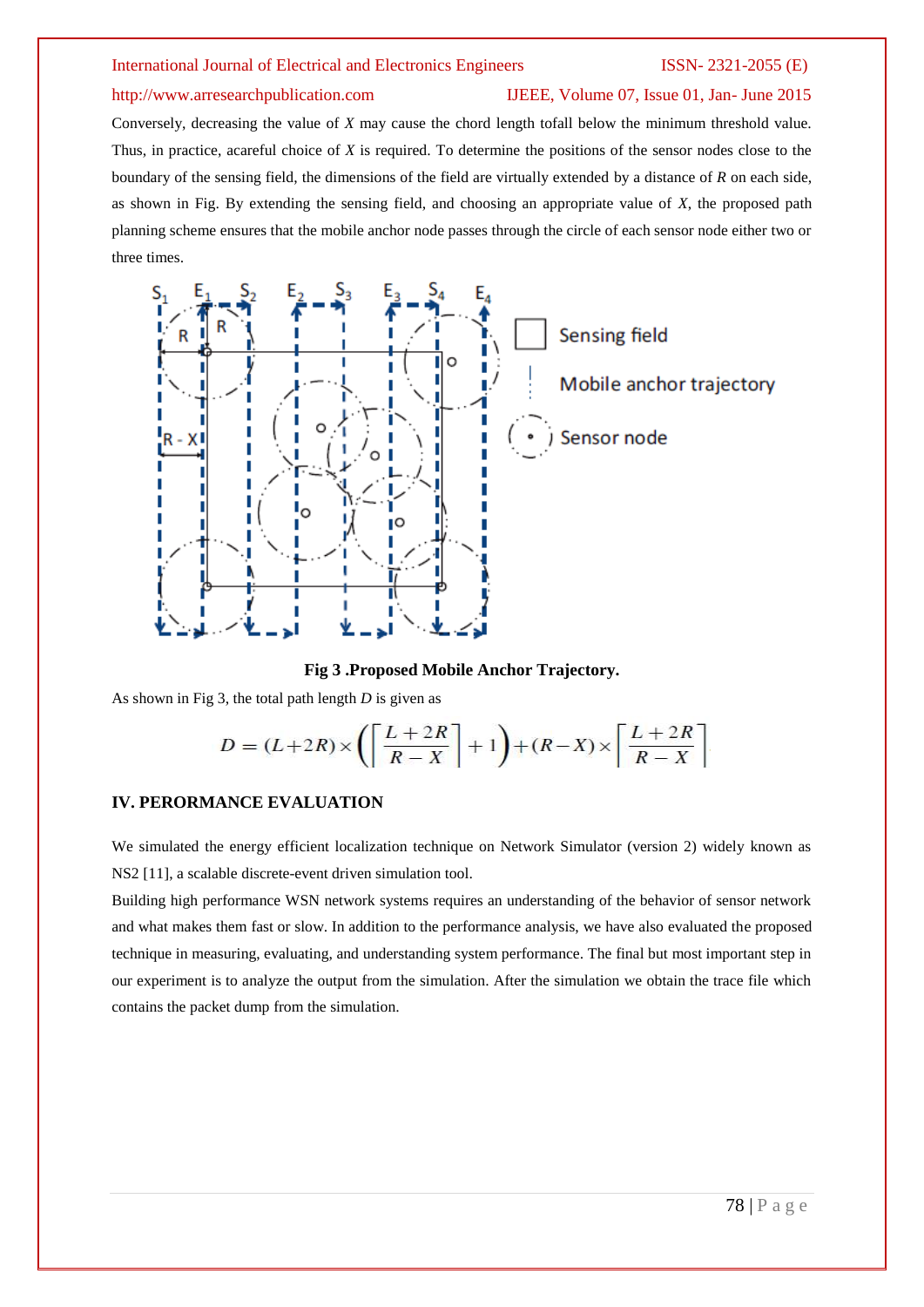Conversely, decreasing the value of $X$ may cause the chord length tofall below the minimum threshold value. Thus, in practice, acareful choice of $X$ is required. To determine the positions of the sensor nodes close to the boundary of the sensing field, the dimensions of the field are virtually extended by a distance of $R$ on each side, as shown in Fig. By extending the sensing field, and choosing an appropriate value of $X$, the proposed path planning scheme ensures that the mobile anchor node passes through the circle of each sensor node either two or three times.

**Fig 3 .Proposed Mobile Anchor Trajectory.**

As shown in Fig 3, the total path length $D$ is given as

$$D = (L+2R)\times\left(\left\lceil\frac{L+2R}{R-X}\right\rceil+1\right)+(R-X)\times\left\lceil\frac{L+2R}{R-X}\right\rceil$$

## IV. PERORMANCE EVALUATION

We simulated the energy efficient localization technique on Network Simulator (version 2) widely known as NS2 [11], a scalable discrete-event driven simulation tool.

Building high performance WSN network systems requires an understanding of the behavior of sensor network and what makes them fast or slow. In addition to the performance analysis, we have also evaluated the proposed technique in measuring, evaluating, and understanding system performance. The final but most important step in our experiment is to analyze the output from the simulation. After the simulation we obtain the trace file which contains the packet dump from the simulation.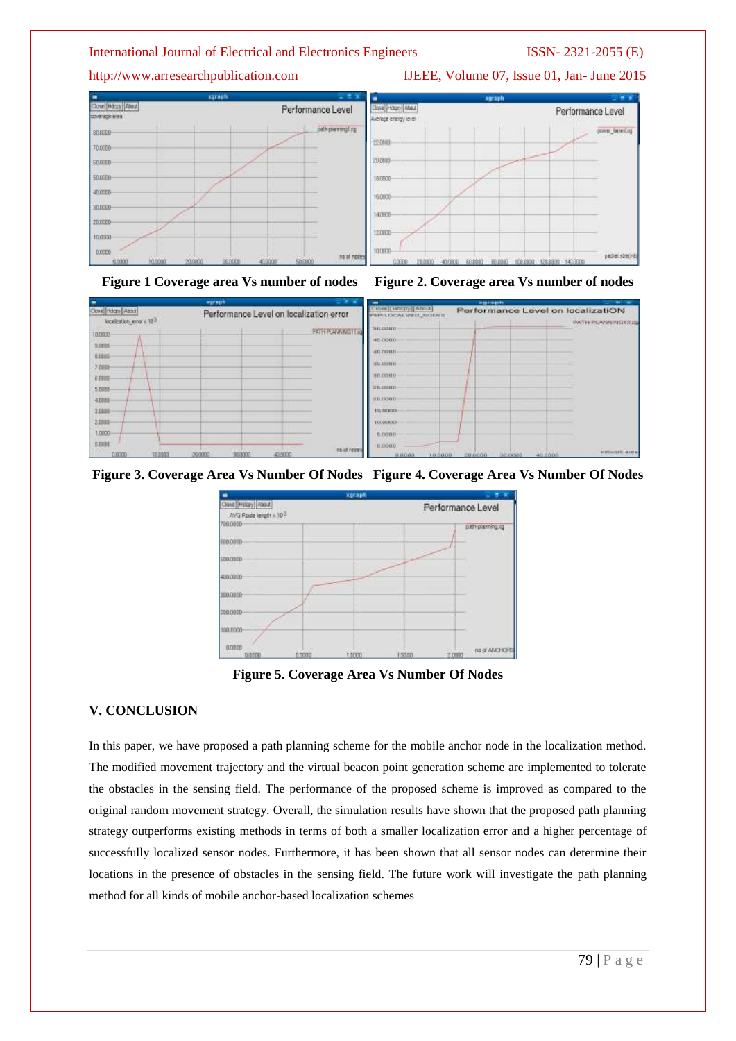Figure 1 Coverage area Vs number of nodes

Figure 2. Coverage area Vs number of nodes

Figure 3. Coverage Area Vs Number Of Nodes

Figure 4. Coverage Area Vs Number Of Nodes

Figure 5. Coverage Area Vs Number Of Nodes

## V. CONCLUSION

In this paper, we have proposed a path planning scheme for the mobile anchor node in the localization method. The modified movement trajectory and the virtual beacon point generation scheme are implemented to tolerate the obstacles in the sensing field. The performance of the proposed scheme is improved as compared to the original random movement strategy. Overall, the simulation results have shown that the proposed path planning strategy outperforms existing methods in terms of both a smaller localization error and a higher percentage of successfully localized sensor nodes. Furthermore, it has been shown that all sensor nodes can determine their locations in the presence of obstacles in the sensing field. The future work will investigate the path planning method for all kinds of mobile anchor-based localization schemes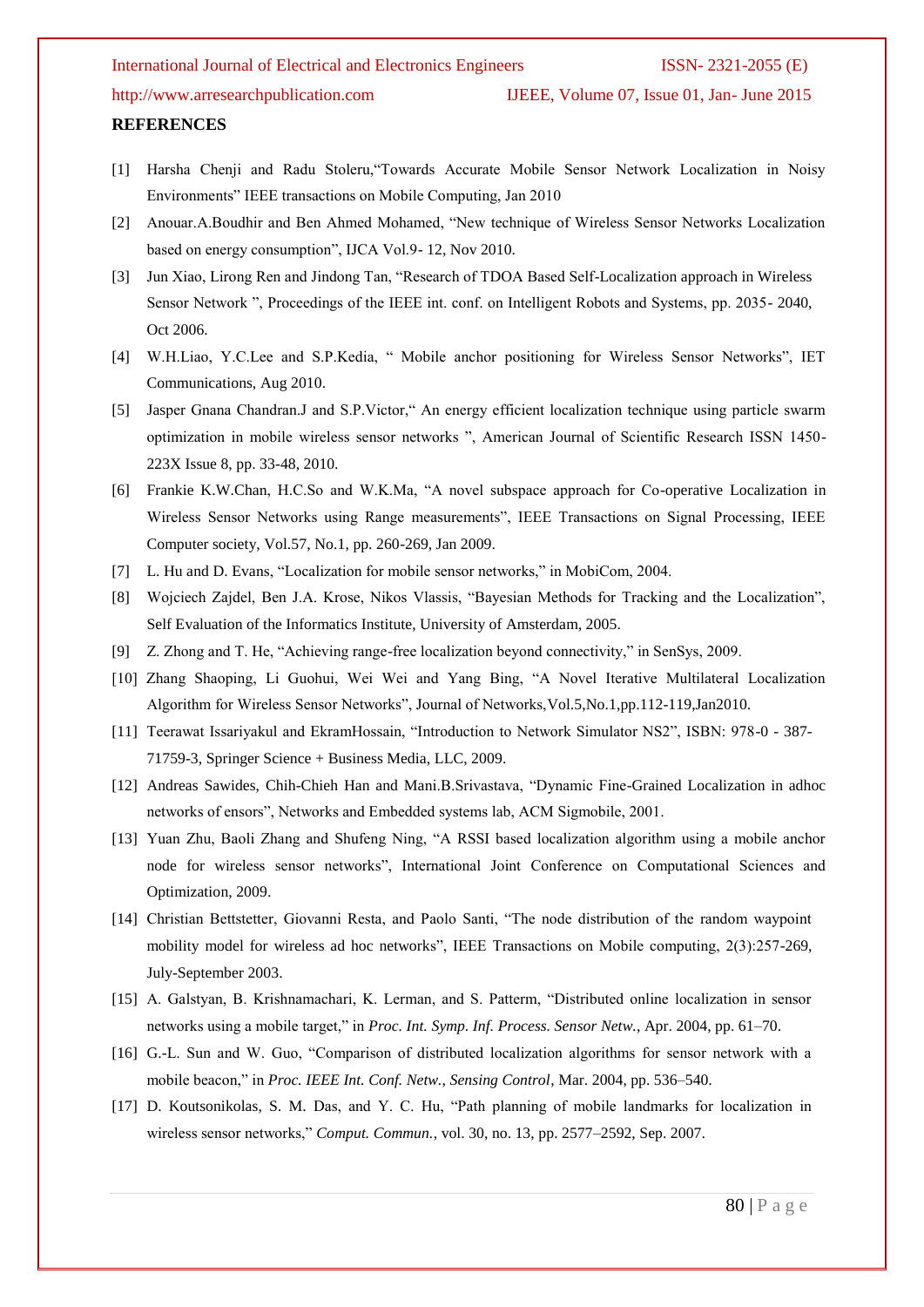**REFERENCES**

[1] Harsha Chenji and Radu Stoleru,"Towards Accurate Mobile Sensor Network Localization in Noisy Environments" IEEE transactions on Mobile Computing, Jan 2010

[2] Anouar.A.Boudhir and Ben Ahmed Mohamed, "New technique of Wireless Sensor Networks Localization based on energy consumption", IJCA Vol.9- 12, Nov 2010.

[3] Jun Xiao, Lirong Ren and Jindong Tan, "Research of TDOA Based Self-Localization approach in Wireless Sensor Network ", Proceedings of the IEEE int. conf. on Intelligent Robots and Systems, pp. 2035- 2040, Oct 2006.

[4] W.H.Liao, Y.C.Lee and S.P.Kedia, " Mobile anchor positioning for Wireless Sensor Networks", IET Communications, Aug 2010.

[5] Jasper Gnana Chandran.J and S.P.Victor," An energy efficient localization technique using particle swarm optimization in mobile wireless sensor networks ", American Journal of Scientific Research ISSN 1450-223X Issue 8, pp. 33-48, 2010.

[6] Frankie K.W.Chan, H.C.So and W.K.Ma, "A novel subspace approach for Co-operative Localization in Wireless Sensor Networks using Range measurements", IEEE Transactions on Signal Processing, IEEE Computer society, Vol.57, No.1, pp. 260-269, Jan 2009.

[7] L. Hu and D. Evans, "Localization for mobile sensor networks," in MobiCom, 2004.

[8] Wojciech Zajdel, Ben J.A. Krose, Nikos Vlassis, "Bayesian Methods for Tracking and the Localization", Self Evaluation of the Informatics Institute, University of Amsterdam, 2005.

[9] Z. Zhong and T. He, "Achieving range-free localization beyond connectivity," in SenSys, 2009.

[10] Zhang Shaoping, Li Guohui, Wei Wei and Yang Bing, "A Novel Iterative Multilateral Localization Algorithm for Wireless Sensor Networks", Journal of Networks,Vol.5,No.1,pp.112-119,Jan2010.

[11] Teerawat Issariyakul and EkramHossain, "Introduction to Network Simulator NS2", ISBN: 978-0 - 387-71759-3, Springer Science + Business Media, LLC, 2009.

[12] Andreas Sawides, Chih-Chieh Han and Mani.B.Srivastava, "Dynamic Fine-Grained Localization in adhoc networks of ensors", Networks and Embedded systems lab, ACM Sigmobile, 2001.

[13] Yuan Zhu, Baoli Zhang and Shufeng Ning, "A RSSI based localization algorithm using a mobile anchor node for wireless sensor networks", International Joint Conference on Computational Sciences and Optimization, 2009.

[14] Christian Bettstetter, Giovanni Resta, and Paolo Santi, "The node distribution of the random waypoint mobility model for wireless ad hoc networks", IEEE Transactions on Mobile computing, 2(3):257-269, July-September 2003.

[15] A. Galstyan, B. Krishnamachari, K. Lerman, and S. Patterm, "Distributed online localization in sensor networks using a mobile target," in *Proc. Int. Symp. Inf. Process. Sensor Netw.*, Apr. 2004, pp. 61–70.

[16] G.-L. Sun and W. Guo, "Comparison of distributed localization algorithms for sensor network with a mobile beacon," in *Proc. IEEE Int. Conf. Netw., Sensing Control*, Mar. 2004, pp. 536–540.

[17] D. Koutsonikolas, S. M. Das, and Y. C. Hu, "Path planning of mobile landmarks for localization in wireless sensor networks," *Comput. Commun.*, vol. 30, no. 13, pp. 2577–2592, Sep. 2007.